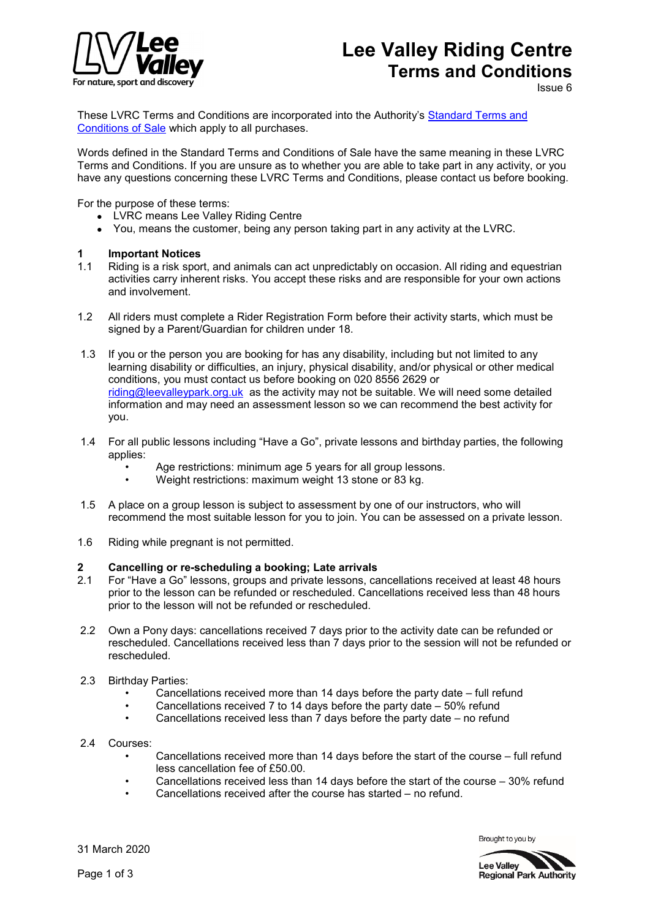# Lee Valley Riding Centre
## Terms and Conditions

Issue 6

These LVRC Terms and Conditions are incorporated into the Authority's [Standard Terms and Conditions of Sale] which apply to all purchases.

Words defined in the Standard Terms and Conditions of Sale have the same meaning in these LVRC Terms and Conditions. If you are unsure as to whether you are able to take part in any activity, or you have any questions concerning these LVRC Terms and Conditions, please contact us before booking.

For the purpose of these terms:

- LVRC means Lee Valley Riding Centre
- You, means the customer, being any person taking part in any activity at the LVRC.

### 1 Important Notices

1.1 Riding is a risk sport, and animals can act unpredictably on occasion. All riding and equestrian activities carry inherent risks. You accept these risks and are responsible for your own actions and involvement.

1.2 All riders must complete a Rider Registration Form before their activity starts, which must be signed by a Parent/Guardian for children under 18.

1.3 If you or the person you are booking for has any disability, including but not limited to any learning disability or difficulties, an injury, physical disability, and/or physical or other medical conditions, you must contact us before booking on 020 8556 2629 or riding@leevalleypark.org.uk as the activity may not be suitable. We will need some detailed information and may need an assessment lesson so we can recommend the best activity for you.

1.4 For all public lessons including "Have a Go", private lessons and birthday parties, the following applies:

- Age restrictions: minimum age 5 years for all group lessons.
- Weight restrictions: maximum weight 13 stone or 83 kg.

1.5 A place on a group lesson is subject to assessment by one of our instructors, who will recommend the most suitable lesson for you to join. You can be assessed on a private lesson.

1.6 Riding while pregnant is not permitted.

### 2 Cancelling or re-scheduling a booking; Late arrivals

2.1 For "Have a Go" lessons, groups and private lessons, cancellations received at least 48 hours prior to the lesson can be refunded or rescheduled. Cancellations received less than 48 hours prior to the lesson will not be refunded or rescheduled.

2.2 Own a Pony days: cancellations received 7 days prior to the activity date can be refunded or rescheduled. Cancellations received less than 7 days prior to the session will not be refunded or rescheduled.

2.3 Birthday Parties:

- Cancellations received more than 14 days before the party date – full refund
- Cancellations received 7 to 14 days before the party date – 50% refund
- Cancellations received less than 7 days before the party date – no refund

2.4 Courses:

- Cancellations received more than 14 days before the start of the course – full refund less cancellation fee of £50.00.
- Cancellations received less than 14 days before the start of the course – 30% refund
- Cancellations received after the course has started – no refund.

31 March 2020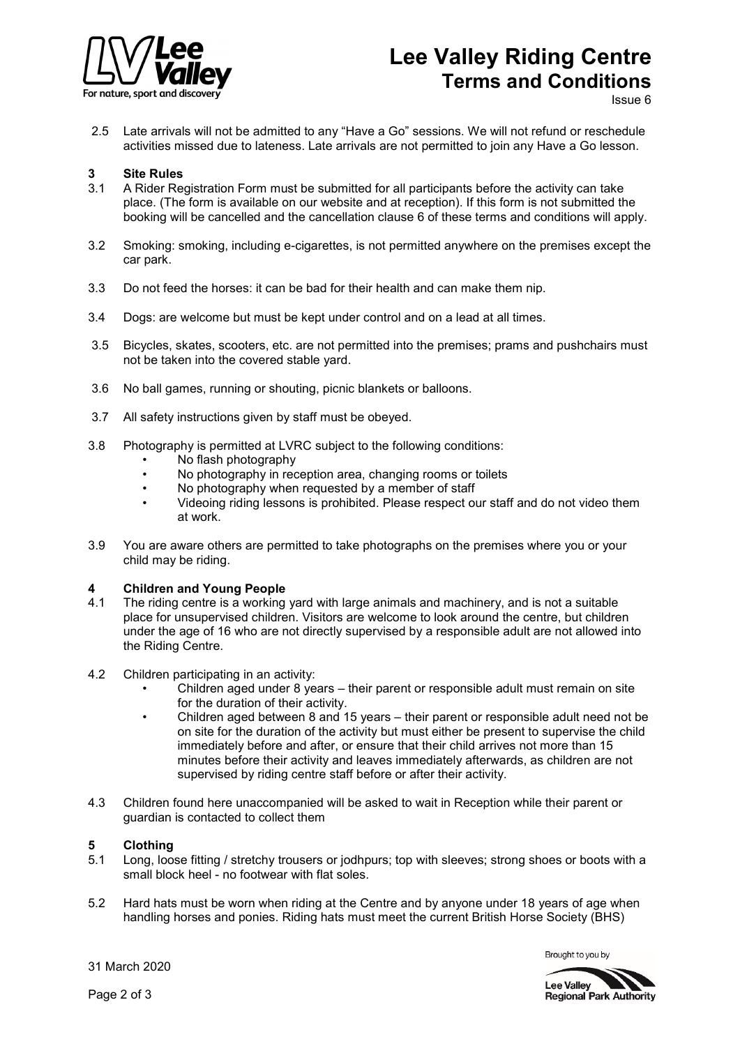2.5 Late arrivals will not be admitted to any "Have a Go" sessions. We will not refund or reschedule activities missed due to lateness. Late arrivals are not permitted to join any Have a Go lesson.

## 3 Site Rules

3.1 A Rider Registration Form must be submitted for all participants before the activity can take place. (The form is available on our website and at reception). If this form is not submitted the booking will be cancelled and the cancellation clause 6 of these terms and conditions will apply.

3.2 Smoking: smoking, including e-cigarettes, is not permitted anywhere on the premises except the car park.

3.3 Do not feed the horses: it can be bad for their health and can make them nip.

3.4 Dogs: are welcome but must be kept under control and on a lead at all times.

3.5 Bicycles, skates, scooters, etc. are not permitted into the premises; prams and pushchairs must not be taken into the covered stable yard.

3.6 No ball games, running or shouting, picnic blankets or balloons.

3.7 All safety instructions given by staff must be obeyed.

3.8 Photography is permitted at LVRC subject to the following conditions:

- No flash photography
- No photography in reception area, changing rooms or toilets
- No photography when requested by a member of staff
- Videoing riding lessons is prohibited. Please respect our staff and do not video them at work.

3.9 You are aware others are permitted to take photographs on the premises where you or your child may be riding.

## 4 Children and Young People

4.1 The riding centre is a working yard with large animals and machinery, and is not a suitable place for unsupervised children. Visitors are welcome to look around the centre, but children under the age of 16 who are not directly supervised by a responsible adult are not allowed into the Riding Centre.

4.2 Children participating in an activity:

- Children aged under 8 years – their parent or responsible adult must remain on site for the duration of their activity.
- Children aged between 8 and 15 years – their parent or responsible adult need not be on site for the duration of the activity but must either be present to supervise the child immediately before and after, or ensure that their child arrives not more than 15 minutes before their activity and leaves immediately afterwards, as children are not supervised by riding centre staff before or after their activity.

4.3 Children found here unaccompanied will be asked to wait in Reception while their parent or guardian is contacted to collect them

## 5 Clothing

5.1 Long, loose fitting / stretchy trousers or jodhpurs; top with sleeves; strong shoes or boots with a small block heel - no footwear with flat soles.

5.2 Hard hats must be worn when riding at the Centre and by anyone under 18 years of age when handling horses and ponies. Riding hats must meet the current British Horse Society (BHS)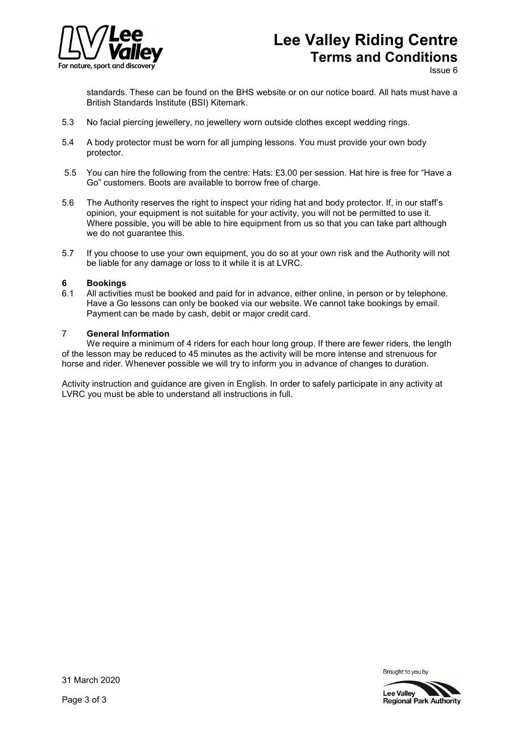standards. These can be found on the BHS website or on our notice board. All hats must have a British Standards Institute (BSI) Kitemark.

5.3 No facial piercing jewellery, no jewellery worn outside clothes except wedding rings.

5.4 A body protector must be worn for all jumping lessons. You must provide your own body protector.

5.5 You can hire the following from the centre: Hats: £3.00 per session. Hat hire is free for "Have a Go" customers. Boots are available to borrow free of charge.

5.6 The Authority reserves the right to inspect your riding hat and body protector. If, in our staff's opinion, your equipment is not suitable for your activity, you will not be permitted to use it. Where possible, you will be able to hire equipment from us so that you can take part although we do not guarantee this.

5.7 If you choose to use your own equipment, you do so at your own risk and the Authority will not be liable for any damage or loss to it while it is at LVRC.

## 6 Bookings

6.1 All activities must be booked and paid for in advance, either online, in person or by telephone. Have a Go lessons can only be booked via our website. We cannot take bookings by email. Payment can be made by cash, debit or major credit card.

## 7 General Information

We require a minimum of 4 riders for each hour long group. If there are fewer riders, the length of the lesson may be reduced to 45 minutes as the activity will be more intense and strenuous for horse and rider. Whenever possible we will try to inform you in advance of changes to duration.

Activity instruction and guidance are given in English. In order to safely participate in any activity at LVRC you must be able to understand all instructions in full.